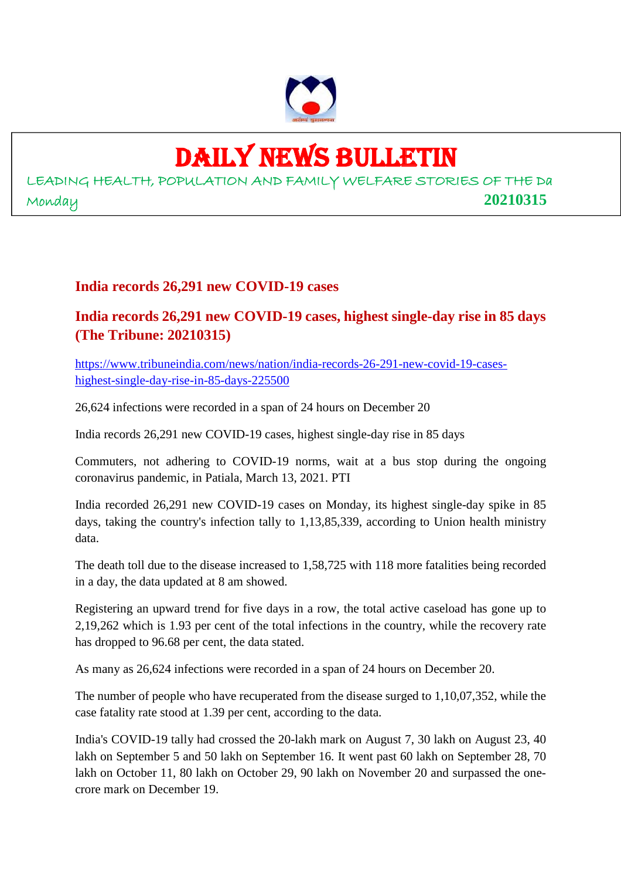# DAILY NEWS BULLETIN

LEADING HEALTH, POPULATION AND FAMILY WELFARE STORIES OF THE Da

Monday **20210315**

## India records 26,291 new COVID-19 cases

## India records 26,291 new COVID-19 cases, highest single-day rise in 85 days (The Tribune: 20210315)

https://www.tribuneindia.com/news/nation/india-records-26-291-new-covid-19-cases-highest-single-day-rise-in-85-days-225500

26,624 infections were recorded in a span of 24 hours on December 20

India records 26,291 new COVID-19 cases, highest single-day rise in 85 days

Commuters, not adhering to COVID-19 norms, wait at a bus stop during the ongoing coronavirus pandemic, in Patiala, March 13, 2021. PTI

India recorded 26,291 new COVID-19 cases on Monday, its highest single-day spike in 85 days, taking the country's infection tally to 1,13,85,339, according to Union health ministry data.

The death toll due to the disease increased to 1,58,725 with 118 more fatalities being recorded in a day, the data updated at 8 am showed.

Registering an upward trend for five days in a row, the total active caseload has gone up to 2,19,262 which is 1.93 per cent of the total infections in the country, while the recovery rate has dropped to 96.68 per cent, the data stated.

As many as 26,624 infections were recorded in a span of 24 hours on December 20.

The number of people who have recuperated from the disease surged to 1,10,07,352, while the case fatality rate stood at 1.39 per cent, according to the data.

India's COVID-19 tally had crossed the 20-lakh mark on August 7, 30 lakh on August 23, 40 lakh on September 5 and 50 lakh on September 16. It went past 60 lakh on September 28, 70 lakh on October 11, 80 lakh on October 29, 90 lakh on November 20 and surpassed the one-crore mark on December 19.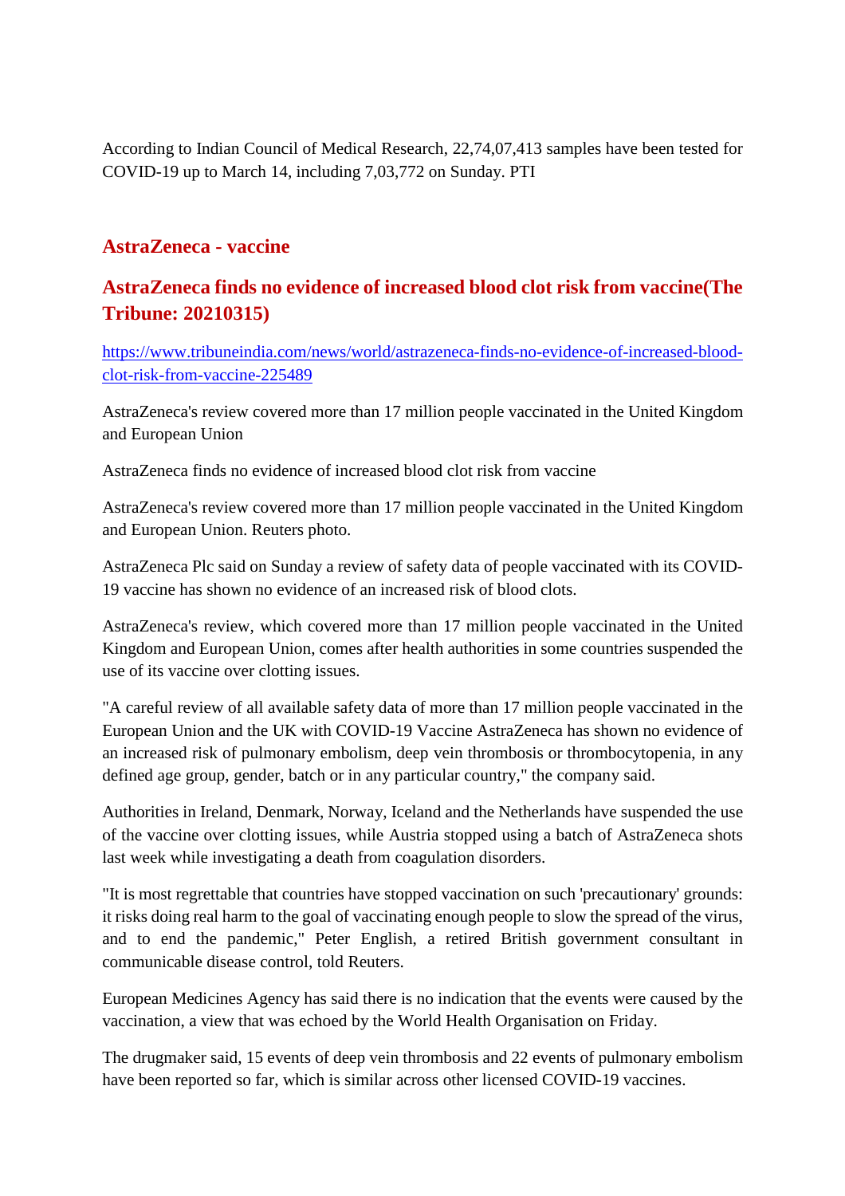According to Indian Council of Medical Research, 22,74,07,413 samples have been tested for COVID-19 up to March 14, including 7,03,772 on Sunday. PTI

## AstraZeneca - vaccine

## AstraZeneca finds no evidence of increased blood clot risk from vaccine(The Tribune: 20210315)

https://www.tribuneindia.com/news/world/astrazeneca-finds-no-evidence-of-increased-blood-clot-risk-from-vaccine-225489

AstraZeneca's review covered more than 17 million people vaccinated in the United Kingdom and European Union

AstraZeneca finds no evidence of increased blood clot risk from vaccine

AstraZeneca's review covered more than 17 million people vaccinated in the United Kingdom and European Union. Reuters photo.

AstraZeneca Plc said on Sunday a review of safety data of people vaccinated with its COVID-19 vaccine has shown no evidence of an increased risk of blood clots.

AstraZeneca's review, which covered more than 17 million people vaccinated in the United Kingdom and European Union, comes after health authorities in some countries suspended the use of its vaccine over clotting issues.

"A careful review of all available safety data of more than 17 million people vaccinated in the European Union and the UK with COVID-19 Vaccine AstraZeneca has shown no evidence of an increased risk of pulmonary embolism, deep vein thrombosis or thrombocytopenia, in any defined age group, gender, batch or in any particular country," the company said.

Authorities in Ireland, Denmark, Norway, Iceland and the Netherlands have suspended the use of the vaccine over clotting issues, while Austria stopped using a batch of AstraZeneca shots last week while investigating a death from coagulation disorders.

"It is most regrettable that countries have stopped vaccination on such 'precautionary' grounds: it risks doing real harm to the goal of vaccinating enough people to slow the spread of the virus, and to end the pandemic," Peter English, a retired British government consultant in communicable disease control, told Reuters.

European Medicines Agency has said there is no indication that the events were caused by the vaccination, a view that was echoed by the World Health Organisation on Friday.

The drugmaker said, 15 events of deep vein thrombosis and 22 events of pulmonary embolism have been reported so far, which is similar across other licensed COVID-19 vaccines.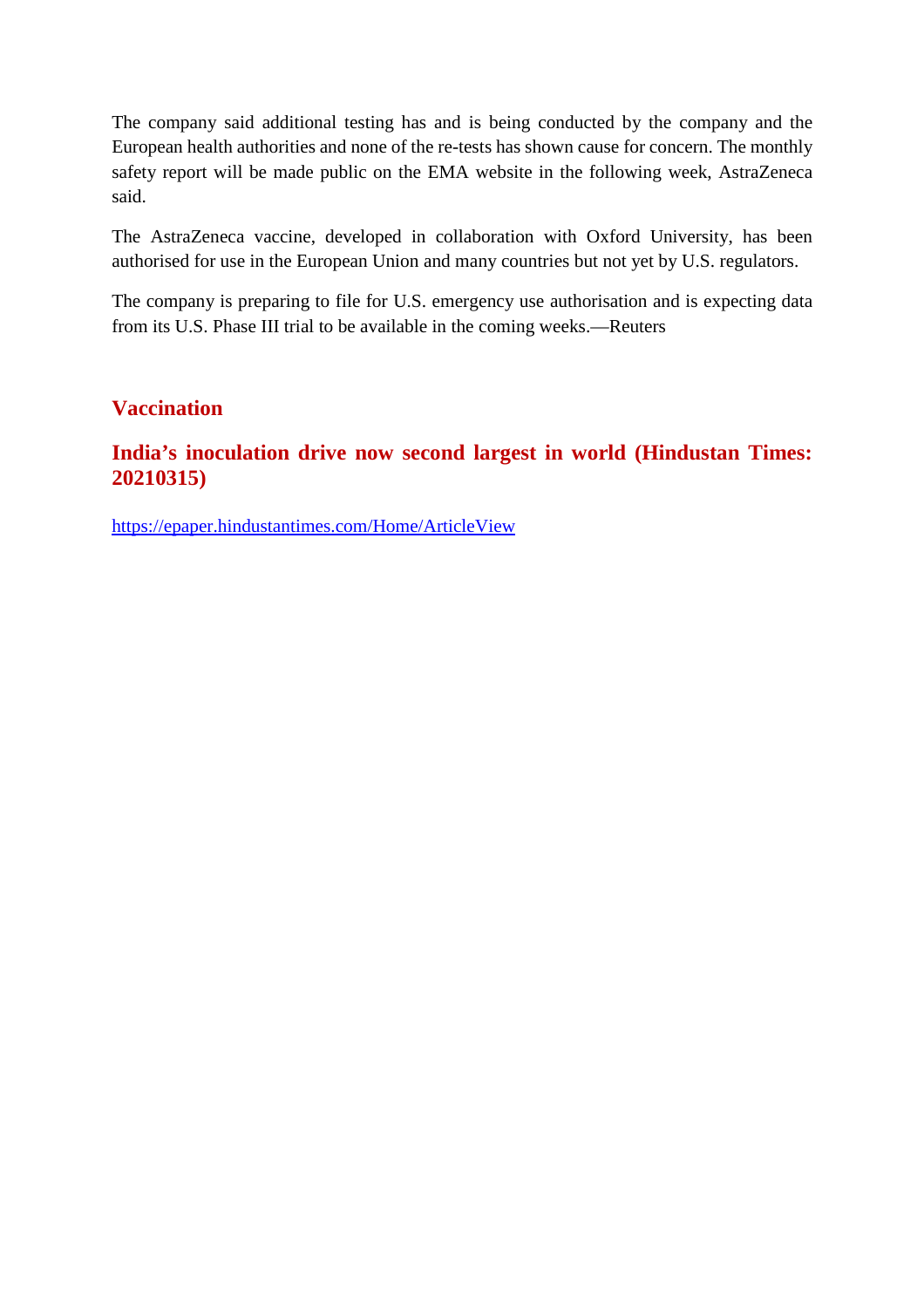The company said additional testing has and is being conducted by the company and the European health authorities and none of the re-tests has shown cause for concern. The monthly safety report will be made public on the EMA website in the following week, AstraZeneca said.

The AstraZeneca vaccine, developed in collaboration with Oxford University, has been authorised for use in the European Union and many countries but not yet by U.S. regulators.

The company is preparing to file for U.S. emergency use authorisation and is expecting data from its U.S. Phase III trial to be available in the coming weeks.—Reuters

## Vaccination

### India's inoculation drive now second largest in world (Hindustan Times: 20210315)

https://epaper.hindustantimes.com/Home/ArticleView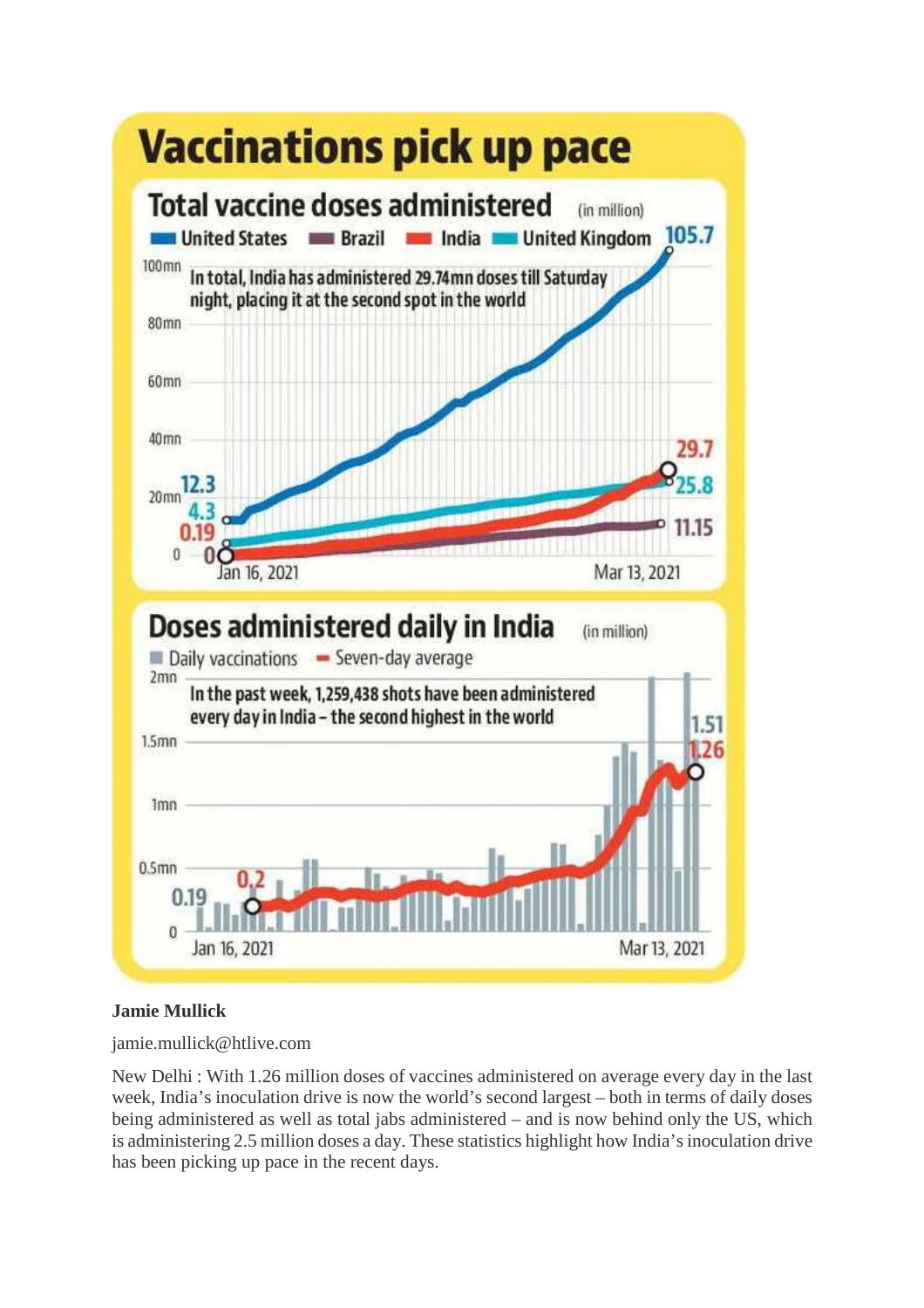# Vaccinations pick up pace

## Total vaccine doses administered (in million)

United States | Brazil | India | United Kingdom

In total, India has administered 29.74mn doses till Saturday night, placing it at the second spot in the world

Jan 16, 2021 — Mar 13, 2021

United States: 12.3 → 105.7; India: 0 → 29.7; United Kingdom: 4.3 → 25.8; Brazil: 0.19 → 11.15

## Doses administered daily in India (in million)

Daily vaccinations | Seven-day average

In the past week, 1,259,438 shots have been administered every day in India – the second highest in the world

Jan 16, 2021 — Mar 13, 2021

Daily vaccinations: 0.19 → 1.51; Seven-day average: 0.2 → 1.26

**Jamie Mullick**

jamie.mullick@htlive.com

New Delhi : With 1.26 million doses of vaccines administered on average every day in the last week, India's inoculation drive is now the world's second largest – both in terms of daily doses being administered as well as total jabs administered – and is now behind only the US, which is administering 2.5 million doses a day. These statistics highlight how India's inoculation drive has been picking up pace in the recent days.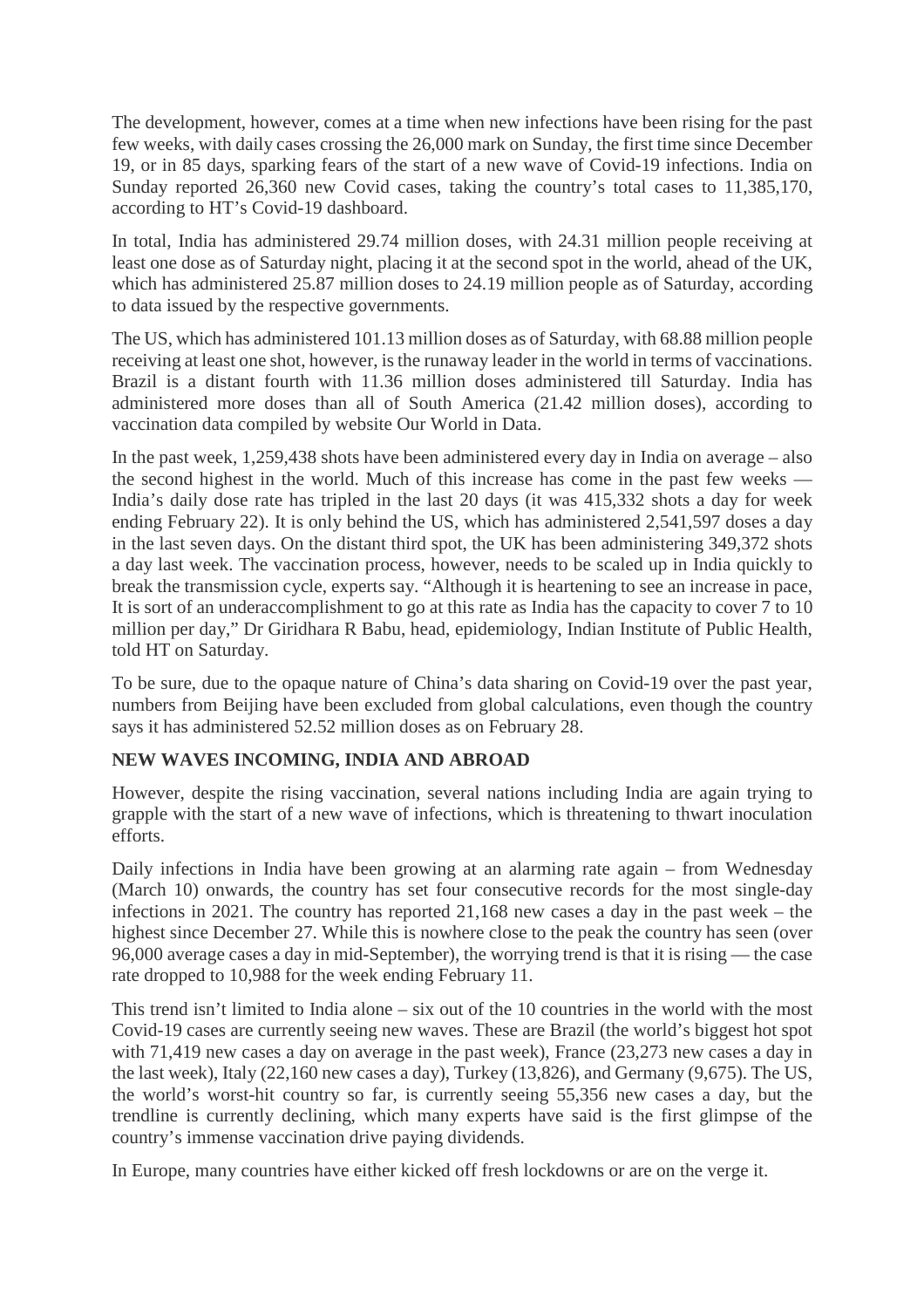The development, however, comes at a time when new infections have been rising for the past few weeks, with daily cases crossing the 26,000 mark on Sunday, the first time since December 19, or in 85 days, sparking fears of the start of a new wave of Covid-19 infections. India on Sunday reported 26,360 new Covid cases, taking the country's total cases to 11,385,170, according to HT's Covid-19 dashboard.

In total, India has administered 29.74 million doses, with 24.31 million people receiving at least one dose as of Saturday night, placing it at the second spot in the world, ahead of the UK, which has administered 25.87 million doses to 24.19 million people as of Saturday, according to data issued by the respective governments.

The US, which has administered 101.13 million doses as of Saturday, with 68.88 million people receiving at least one shot, however, is the runaway leader in the world in terms of vaccinations. Brazil is a distant fourth with 11.36 million doses administered till Saturday. India has administered more doses than all of South America (21.42 million doses), according to vaccination data compiled by website Our World in Data.

In the past week, 1,259,438 shots have been administered every day in India on average – also the second highest in the world. Much of this increase has come in the past few weeks — India's daily dose rate has tripled in the last 20 days (it was 415,332 shots a day for week ending February 22). It is only behind the US, which has administered 2,541,597 doses a day in the last seven days. On the distant third spot, the UK has been administering 349,372 shots a day last week. The vaccination process, however, needs to be scaled up in India quickly to break the transmission cycle, experts say. "Although it is heartening to see an increase in pace, It is sort of an underaccomplishment to go at this rate as India has the capacity to cover 7 to 10 million per day," Dr Giridhara R Babu, head, epidemiology, Indian Institute of Public Health, told HT on Saturday.

To be sure, due to the opaque nature of China's data sharing on Covid-19 over the past year, numbers from Beijing have been excluded from global calculations, even though the country says it has administered 52.52 million doses as on February 28.

**NEW WAVES INCOMING, INDIA AND ABROAD**

However, despite the rising vaccination, several nations including India are again trying to grapple with the start of a new wave of infections, which is threatening to thwart inoculation efforts.

Daily infections in India have been growing at an alarming rate again – from Wednesday (March 10) onwards, the country has set four consecutive records for the most single-day infections in 2021. The country has reported 21,168 new cases a day in the past week – the highest since December 27. While this is nowhere close to the peak the country has seen (over 96,000 average cases a day in mid-September), the worrying trend is that it is rising — the case rate dropped to 10,988 for the week ending February 11.

This trend isn't limited to India alone – six out of the 10 countries in the world with the most Covid-19 cases are currently seeing new waves. These are Brazil (the world's biggest hot spot with 71,419 new cases a day on average in the past week), France (23,273 new cases a day in the last week), Italy (22,160 new cases a day), Turkey (13,826), and Germany (9,675). The US, the world's worst-hit country so far, is currently seeing 55,356 new cases a day, but the trendline is currently declining, which many experts have said is the first glimpse of the country's immense vaccination drive paying dividends.

In Europe, many countries have either kicked off fresh lockdowns or are on the verge it.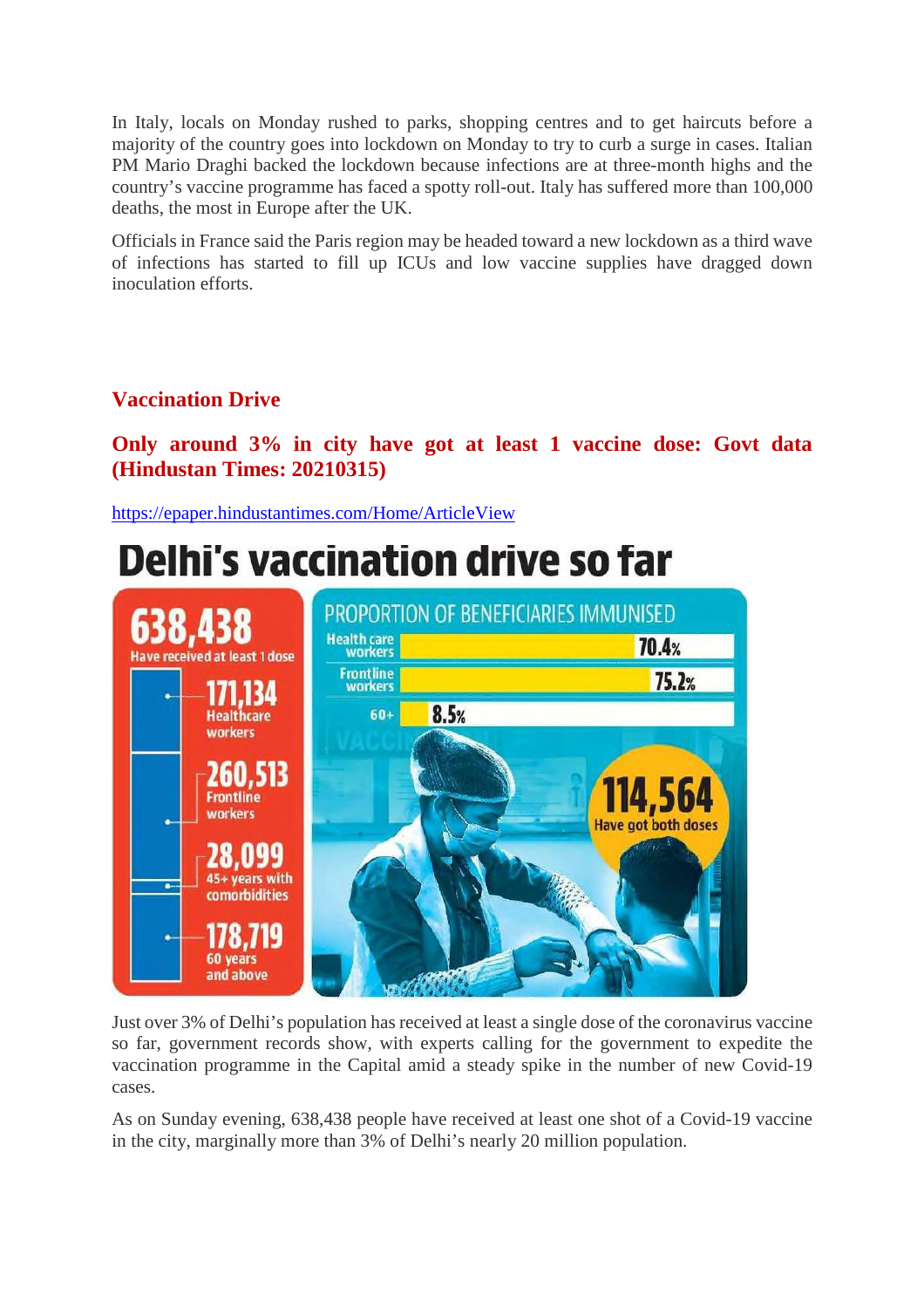In Italy, locals on Monday rushed to parks, shopping centres and to get haircuts before a majority of the country goes into lockdown on Monday to try to curb a surge in cases. Italian PM Mario Draghi backed the lockdown because infections are at three-month highs and the country's vaccine programme has faced a spotty roll-out. Italy has suffered more than 100,000 deaths, the most in Europe after the UK.

Officials in France said the Paris region may be headed toward a new lockdown as a third wave of infections has started to fill up ICUs and low vaccine supplies have dragged down inoculation efforts.

## Vaccination Drive

### Only around 3% in city have got at least 1 vaccine dose: Govt data (Hindustan Times: 20210315)

https://epaper.hindustantimes.com/Home/ArticleView

**Delhi's vaccination drive so far**

**638,438** Have received at least 1 dose

- **171,134** Healthcare workers
- **260,513** Frontline workers
- **28,099** 45+ years with comorbidities
- **178,719** 60 years and above

PROPORTION OF BENEFICIARIES IMMUNISED

| Group | Proportion |
| --- | --- |
| Health care workers | 70.4% |
| Frontline workers | 75.2% |
| 60+ | 8.5% |

**114,564** Have got both doses

Just over 3% of Delhi's population has received at least a single dose of the coronavirus vaccine so far, government records show, with experts calling for the government to expedite the vaccination programme in the Capital amid a steady spike in the number of new Covid-19 cases.

As on Sunday evening, 638,438 people have received at least one shot of a Covid-19 vaccine in the city, marginally more than 3% of Delhi's nearly 20 million population.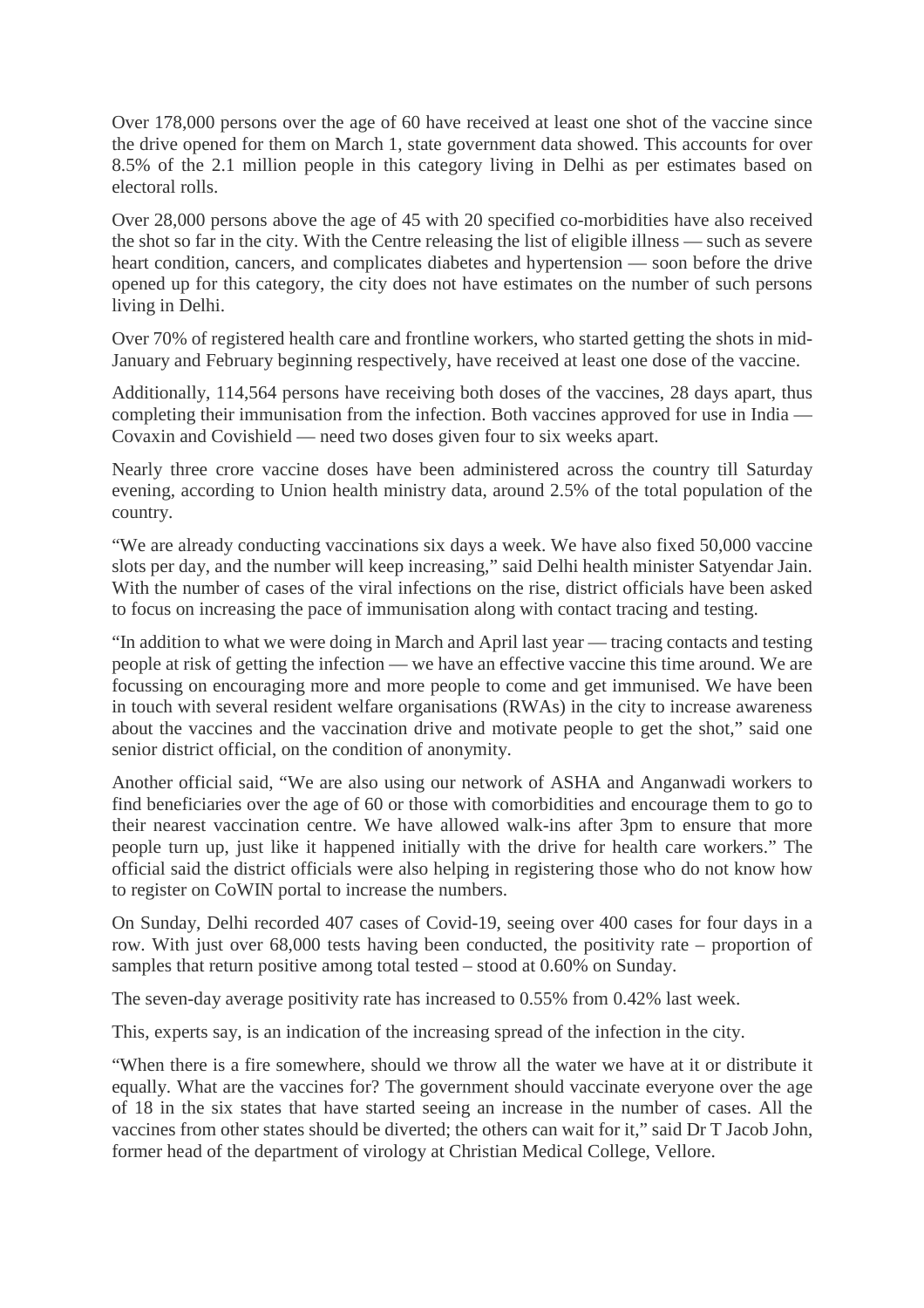Over 178,000 persons over the age of 60 have received at least one shot of the vaccine since the drive opened for them on March 1, state government data showed. This accounts for over 8.5% of the 2.1 million people in this category living in Delhi as per estimates based on electoral rolls.

Over 28,000 persons above the age of 45 with 20 specified co-morbidities have also received the shot so far in the city. With the Centre releasing the list of eligible illness — such as severe heart condition, cancers, and complicates diabetes and hypertension — soon before the drive opened up for this category, the city does not have estimates on the number of such persons living in Delhi.

Over 70% of registered health care and frontline workers, who started getting the shots in mid-January and February beginning respectively, have received at least one dose of the vaccine.

Additionally, 114,564 persons have receiving both doses of the vaccines, 28 days apart, thus completing their immunisation from the infection. Both vaccines approved for use in India — Covaxin and Covishield — need two doses given four to six weeks apart.

Nearly three crore vaccine doses have been administered across the country till Saturday evening, according to Union health ministry data, around 2.5% of the total population of the country.

"We are already conducting vaccinations six days a week. We have also fixed 50,000 vaccine slots per day, and the number will keep increasing," said Delhi health minister Satyendar Jain. With the number of cases of the viral infections on the rise, district officials have been asked to focus on increasing the pace of immunisation along with contact tracing and testing.

"In addition to what we were doing in March and April last year — tracing contacts and testing people at risk of getting the infection — we have an effective vaccine this time around. We are focussing on encouraging more and more people to come and get immunised. We have been in touch with several resident welfare organisations (RWAs) in the city to increase awareness about the vaccines and the vaccination drive and motivate people to get the shot," said one senior district official, on the condition of anonymity.

Another official said, "We are also using our network of ASHA and Anganwadi workers to find beneficiaries over the age of 60 or those with comorbidities and encourage them to go to their nearest vaccination centre. We have allowed walk-ins after 3pm to ensure that more people turn up, just like it happened initially with the drive for health care workers." The official said the district officials were also helping in registering those who do not know how to register on CoWIN portal to increase the numbers.

On Sunday, Delhi recorded 407 cases of Covid-19, seeing over 400 cases for four days in a row. With just over 68,000 tests having been conducted, the positivity rate – proportion of samples that return positive among total tested – stood at 0.60% on Sunday.

The seven-day average positivity rate has increased to 0.55% from 0.42% last week.

This, experts say, is an indication of the increasing spread of the infection in the city.

"When there is a fire somewhere, should we throw all the water we have at it or distribute it equally. What are the vaccines for? The government should vaccinate everyone over the age of 18 in the six states that have started seeing an increase in the number of cases. All the vaccines from other states should be diverted; the others can wait for it," said Dr T Jacob John, former head of the department of virology at Christian Medical College, Vellore.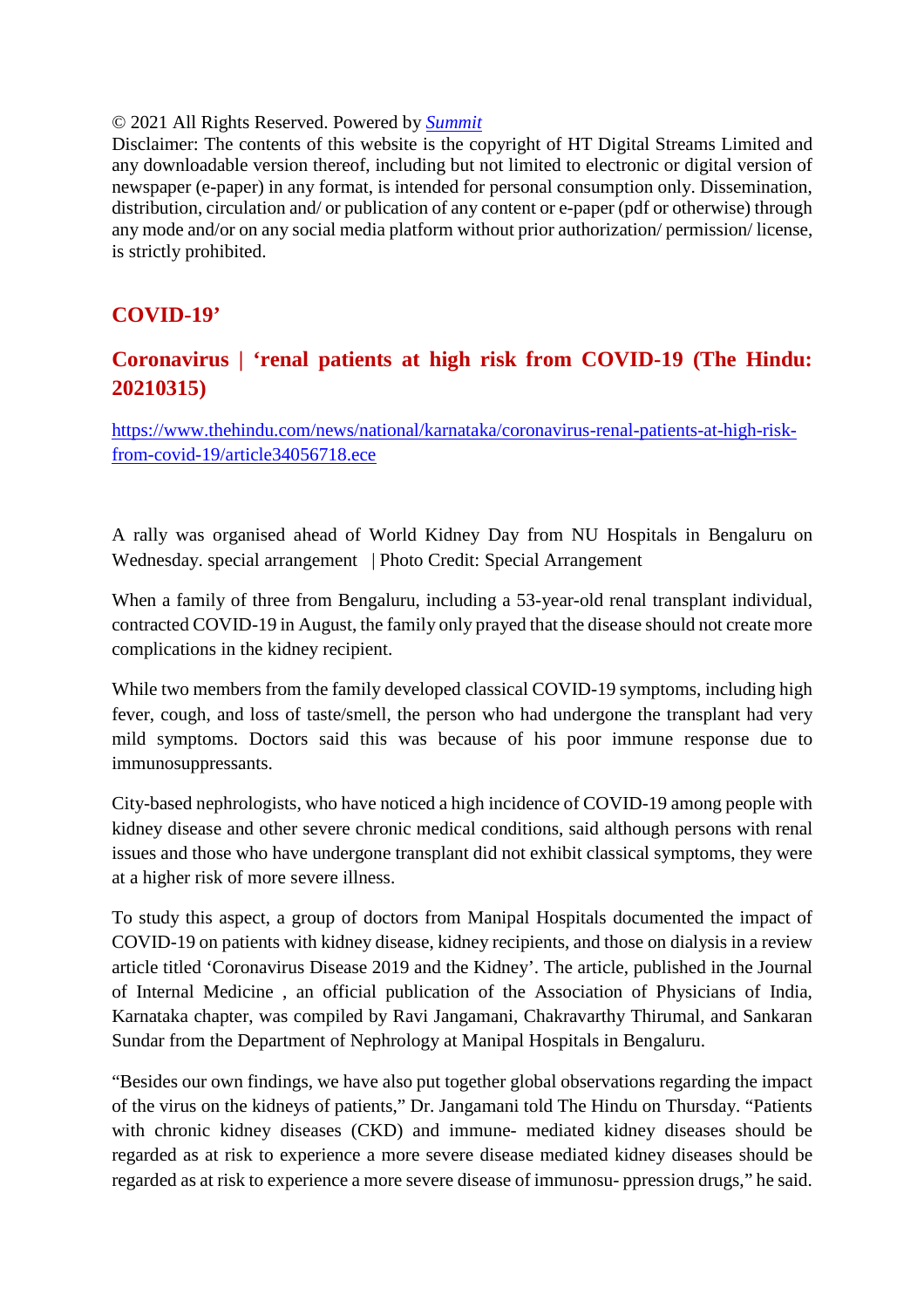© 2021 All Rights Reserved. Powered by *Summit*
Disclaimer: The contents of this website is the copyright of HT Digital Streams Limited and any downloadable version thereof, including but not limited to electronic or digital version of newspaper (e-paper) in any format, is intended for personal consumption only. Dissemination, distribution, circulation and/ or publication of any content or e-paper (pdf or otherwise) through any mode and/or on any social media platform without prior authorization/ permission/ license, is strictly prohibited.

## COVID-19'

## Coronavirus | 'renal patients at high risk from COVID-19 (The Hindu: 20210315)

https://www.thehindu.com/news/national/karnataka/coronavirus-renal-patients-at-high-risk-from-covid-19/article34056718.ece

A rally was organised ahead of World Kidney Day from NU Hospitals in Bengaluru on Wednesday. special arrangement | Photo Credit: Special Arrangement

When a family of three from Bengaluru, including a 53-year-old renal transplant individual, contracted COVID-19 in August, the family only prayed that the disease should not create more complications in the kidney recipient.

While two members from the family developed classical COVID-19 symptoms, including high fever, cough, and loss of taste/smell, the person who had undergone the transplant had very mild symptoms. Doctors said this was because of his poor immune response due to immunosuppressants.

City-based nephrologists, who have noticed a high incidence of COVID-19 among people with kidney disease and other severe chronic medical conditions, said although persons with renal issues and those who have undergone transplant did not exhibit classical symptoms, they were at a higher risk of more severe illness.

To study this aspect, a group of doctors from Manipal Hospitals documented the impact of COVID-19 on patients with kidney disease, kidney recipients, and those on dialysis in a review article titled 'Coronavirus Disease 2019 and the Kidney'. The article, published in the Journal of Internal Medicine , an official publication of the Association of Physicians of India, Karnataka chapter, was compiled by Ravi Jangamani, Chakravarthy Thirumal, and Sankaran Sundar from the Department of Nephrology at Manipal Hospitals in Bengaluru.

"Besides our own findings, we have also put together global observations regarding the impact of the virus on the kidneys of patients," Dr. Jangamani told The Hindu on Thursday. "Patients with chronic kidney diseases (CKD) and immune- mediated kidney diseases should be regarded as at risk to experience a more severe disease mediated kidney diseases should be regarded as at risk to experience a more severe disease of immunosu- ppression drugs," he said.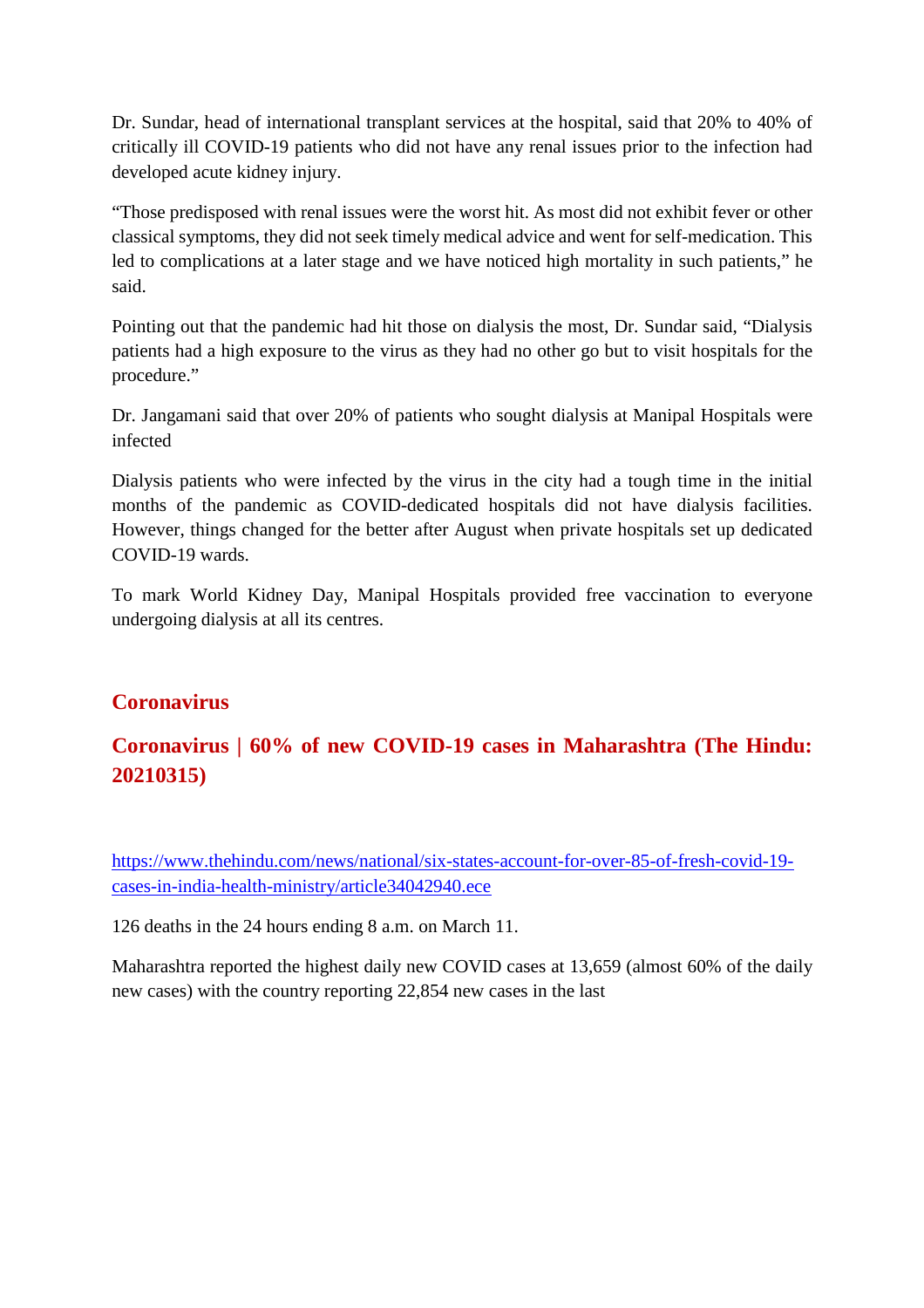Dr. Sundar, head of international transplant services at the hospital, said that 20% to 40% of critically ill COVID-19 patients who did not have any renal issues prior to the infection had developed acute kidney injury.

"Those predisposed with renal issues were the worst hit. As most did not exhibit fever or other classical symptoms, they did not seek timely medical advice and went for self-medication. This led to complications at a later stage and we have noticed high mortality in such patients," he said.

Pointing out that the pandemic had hit those on dialysis the most, Dr. Sundar said, "Dialysis patients had a high exposure to the virus as they had no other go but to visit hospitals for the procedure."

Dr. Jangamani said that over 20% of patients who sought dialysis at Manipal Hospitals were infected

Dialysis patients who were infected by the virus in the city had a tough time in the initial months of the pandemic as COVID-dedicated hospitals did not have dialysis facilities. However, things changed for the better after August when private hospitals set up dedicated COVID-19 wards.

To mark World Kidney Day, Manipal Hospitals provided free vaccination to everyone undergoing dialysis at all its centres.

## Coronavirus

## Coronavirus | 60% of new COVID-19 cases in Maharashtra (The Hindu: 20210315)

https://www.thehindu.com/news/national/six-states-account-for-over-85-of-fresh-covid-19-cases-in-india-health-ministry/article34042940.ece

126 deaths in the 24 hours ending 8 a.m. on March 11.

Maharashtra reported the highest daily new COVID cases at 13,659 (almost 60% of the daily new cases) with the country reporting 22,854 new cases in the last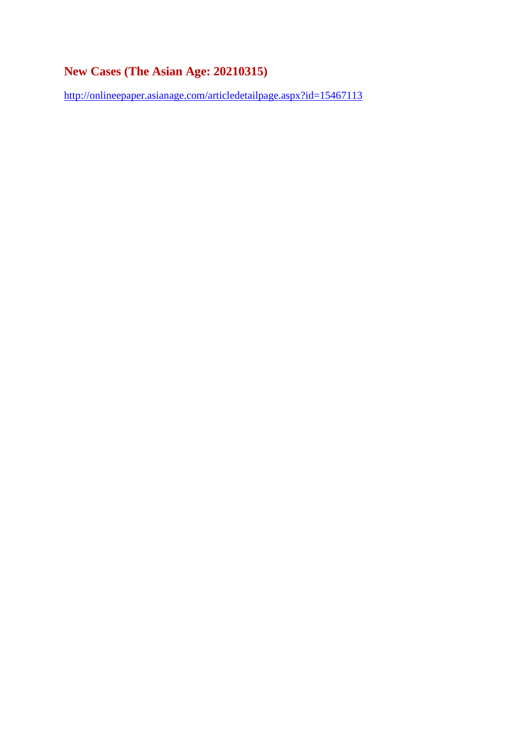## New Cases (The Asian Age: 20210315)

http://onlineepaper.asianage.com/articledetailpage.aspx?id=15467113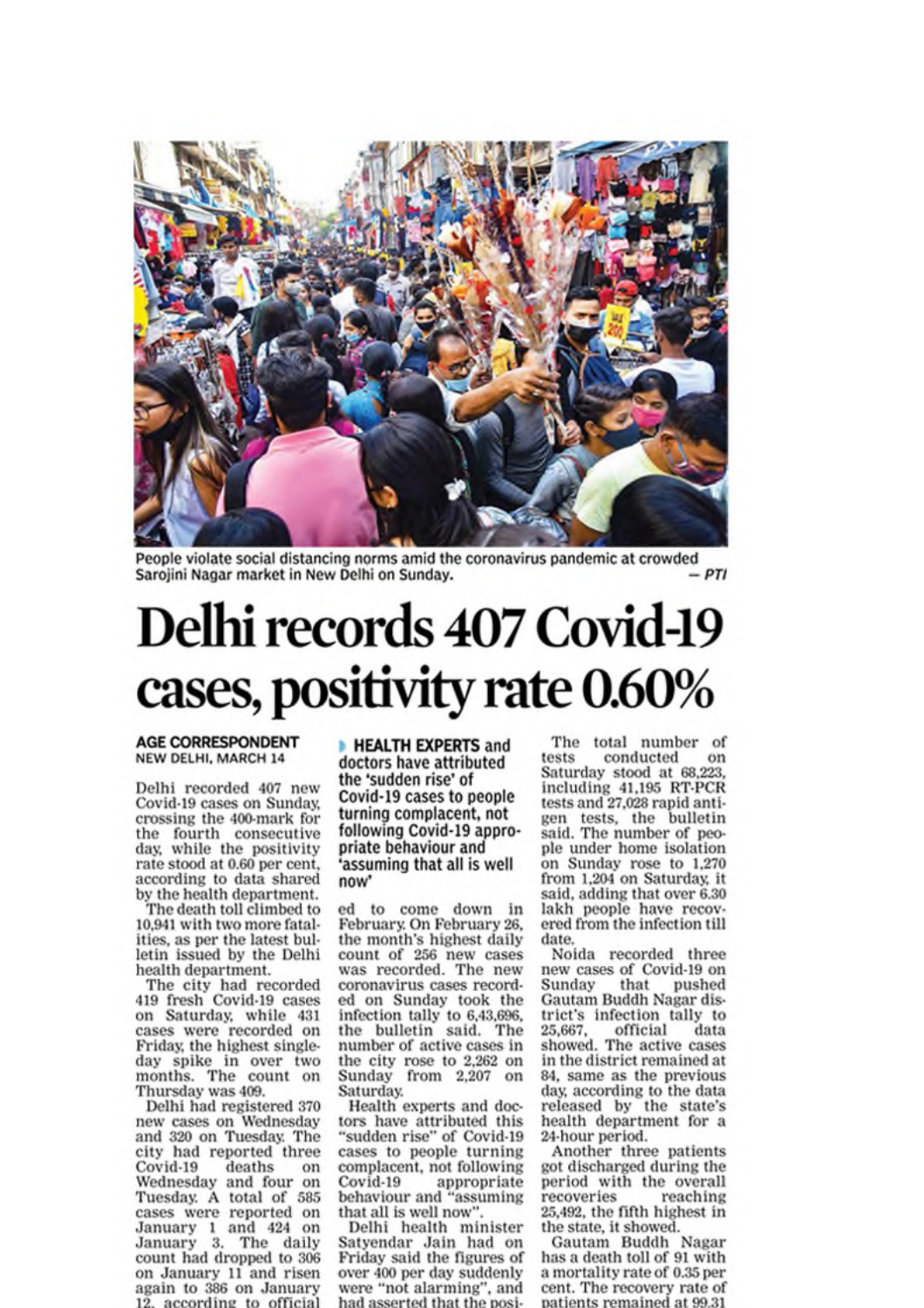People violate social distancing norms amid the coronavirus pandemic at crowded Sarojini Nagar market in New Delhi on Sunday. — PTI

# Delhi records 407 Covid-19 cases, positivity rate 0.60%

**AGE CORRESPONDENT**
**NEW DELHI, MARCH 14**

Delhi recorded 407 new Covid-19 cases on Sunday, crossing the 400-mark for the fourth consecutive day, while the positivity rate stood at 0.60 per cent, according to data shared by the health department.

The death toll climbed to 10,941 with two more fatalities, as per the latest bulletin issued by the Delhi health department.

The city had recorded 419 fresh Covid-19 cases on Saturday, while 431 cases were recorded on Friday, the highest single-day spike in over two months. The count on Thursday was 409.

Delhi had registered 370 new cases on Wednesday and 320 on Tuesday. The city had reported three Covid-19 deaths on Wednesday and four on Tuesday. A total of 585 cases were reported on January 1 and 424 on January 3. The daily count had dropped to 306 on January 11 and risen again to 386 on January 12, according to official

> **HEALTH EXPERTS** and doctors have attributed the 'sudden rise' of Covid-19 cases to people turning complacent, not following Covid-19 appropriate behaviour and 'assuming that all is well now'

ed to come down in February. On February 26, the month's highest daily count of 256 new cases was recorded. The new coronavirus cases recorded on Sunday took the infection tally to 6,43,696, the bulletin said. The number of active cases in the city rose to 2,262 on Sunday from 2,207 on Saturday.

Health experts and doctors have attributed this "sudden rise" of Covid-19 cases to people turning complacent, not following Covid-19 appropriate behaviour and "assuming that all is well now".

Delhi health minister Satyendar Jain had on Friday said the figures of over 400 per day suddenly were "not alarming", and had asserted that the posi-

The total number of tests conducted on Saturday stood at 68,223, including 41,195 RT-PCR tests and 27,028 rapid antigen tests, the bulletin said. The number of people under home isolation on Sunday rose to 1,270 from 1,204 on Saturday, it said, adding that over 6.30 lakh people have recovered from the infection till date.

Noida recorded three new cases of Covid-19 on Sunday that pushed Gautam Buddh Nagar district's infection tally to 25,667, official data showed. The active cases in the district remained at 84, same as the previous day, according to the data released by the state's health department for a 24-hour period.

Another three patients got discharged during the period with the overall recoveries reaching 25,492, the fifth highest in the state, it showed.

Gautam Buddh Nagar has a death toll of 91 with a mortality rate of 0.35 per cent. The recovery rate of patients remained at 99.31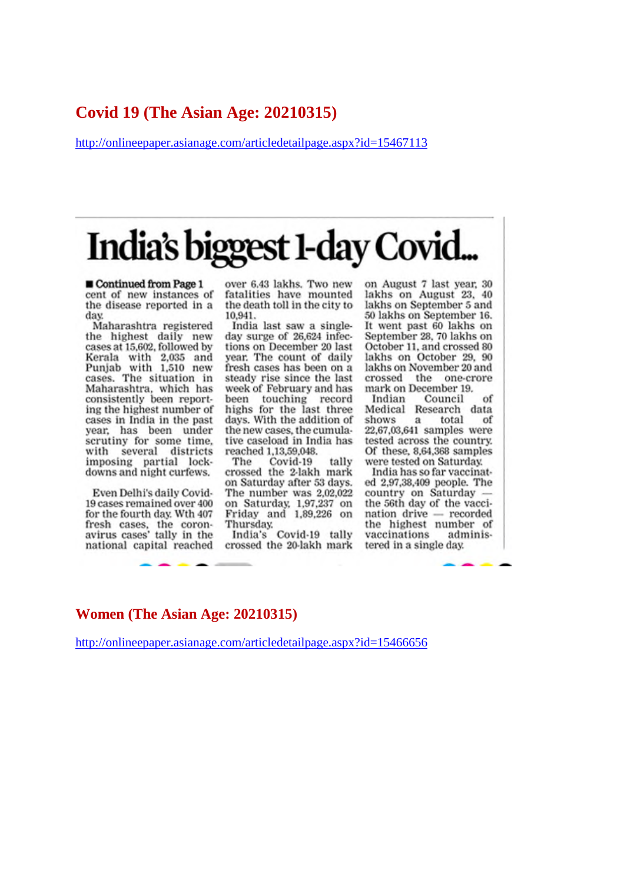## Covid 19 (The Asian Age: 20210315)

http://onlineepaper.asianage.com/articledetailpage.aspx?id=15467113

# India's biggest 1-day Covid...

■ **Continued from Page 1**

cent of new instances of the disease reported in a day.

Maharashtra registered the highest daily new cases at 15,602, followed by Kerala with 2,035 and Punjab with 1,510 new cases. The situation in Maharashtra, which has consistently been reporting the highest number of cases in India in the past year, has been under scrutiny for some time, with several districts imposing partial lockdowns and night curfews.

Even Delhi's daily Covid-19 cases remained over 400 for the fourth day. Wth 407 fresh cases, the coronavirus cases' tally in the national capital reached over 6.43 lakhs. Two new fatalities have mounted the death toll in the city to 10,941.

India last saw a single-day surge of 26,624 infections on December 20 last year. The count of daily fresh cases has been on a steady rise since the last week of February and has been touching record highs for the last three days. With the addition of the new cases, the cumulative caseload in India has reached 1,13,59,048.

The Covid-19 tally crossed the 2-lakh mark on Saturday after 53 days. The number was 2,02,022 on Saturday, 1,97,237 on Friday and 1,89,226 on Thursday.

India's Covid-19 tally crossed the 20-lakh mark on August 7 last year, 30 lakhs on August 23, 40 lakhs on September 5 and 50 lakhs on September 16. It went past 60 lakhs on September 28, 70 lakhs on October 11, and crossed 80 lakhs on October 29, 90 lakhs on November 20 and crossed the one-crore mark on December 19.

Indian Council of Medical Research data shows a total of 22,67,03,641 samples were tested across the country. Of these, 8,64,368 samples were tested on Saturday.

India has so far vaccinated 2,97,38,409 people. The country on Saturday — the 56th day of the vaccination drive — recorded the highest number of vaccinations administered in a single day.

## Women (The Asian Age: 20210315)

http://onlineepaper.asianage.com/articledetailpage.aspx?id=15466656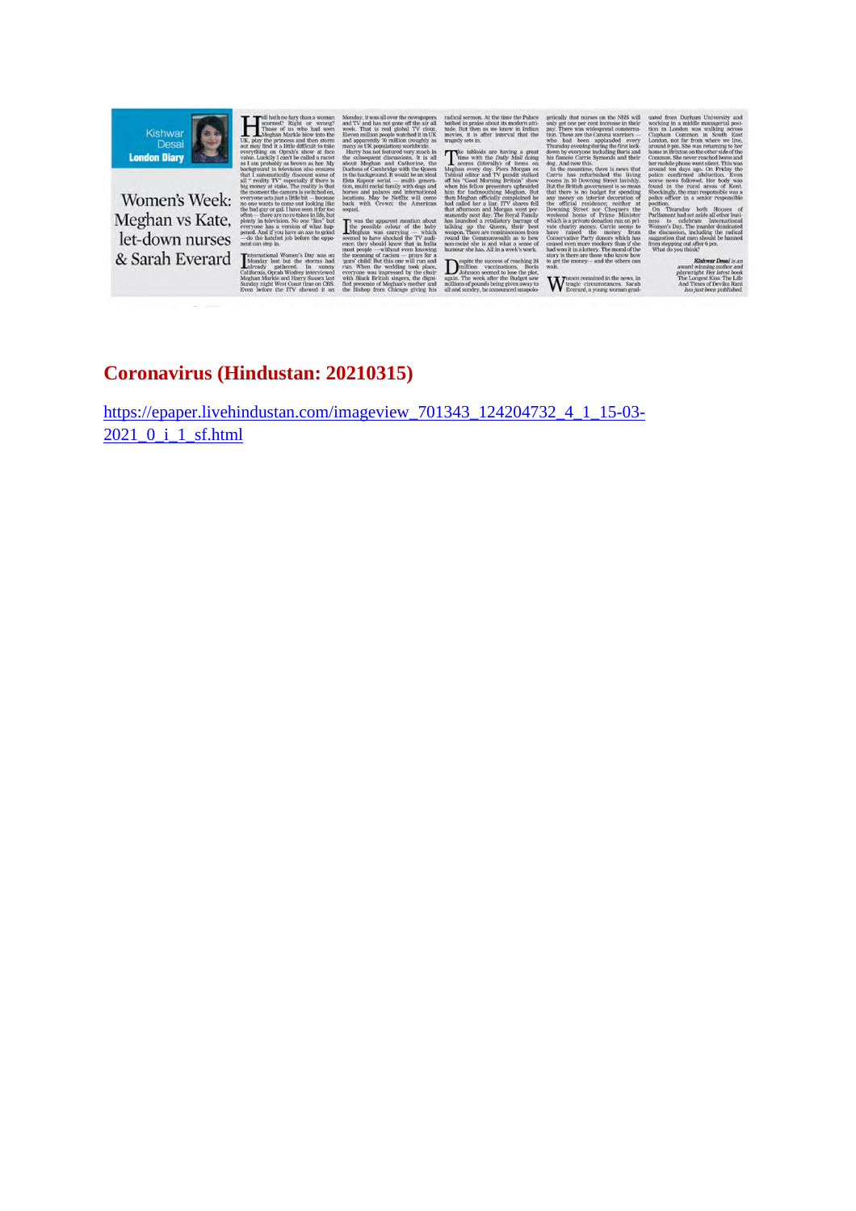Kishwar Desai

London Diary

# Women's Week: Meghan vs Kate, let-down nurses & Sarah Everard

## Coronavirus (Hindustan: 20210315)

https://epaper.livehindustan.com/imageview_701343_124204732_4_1_15-03-2021_0_i_1_sf.html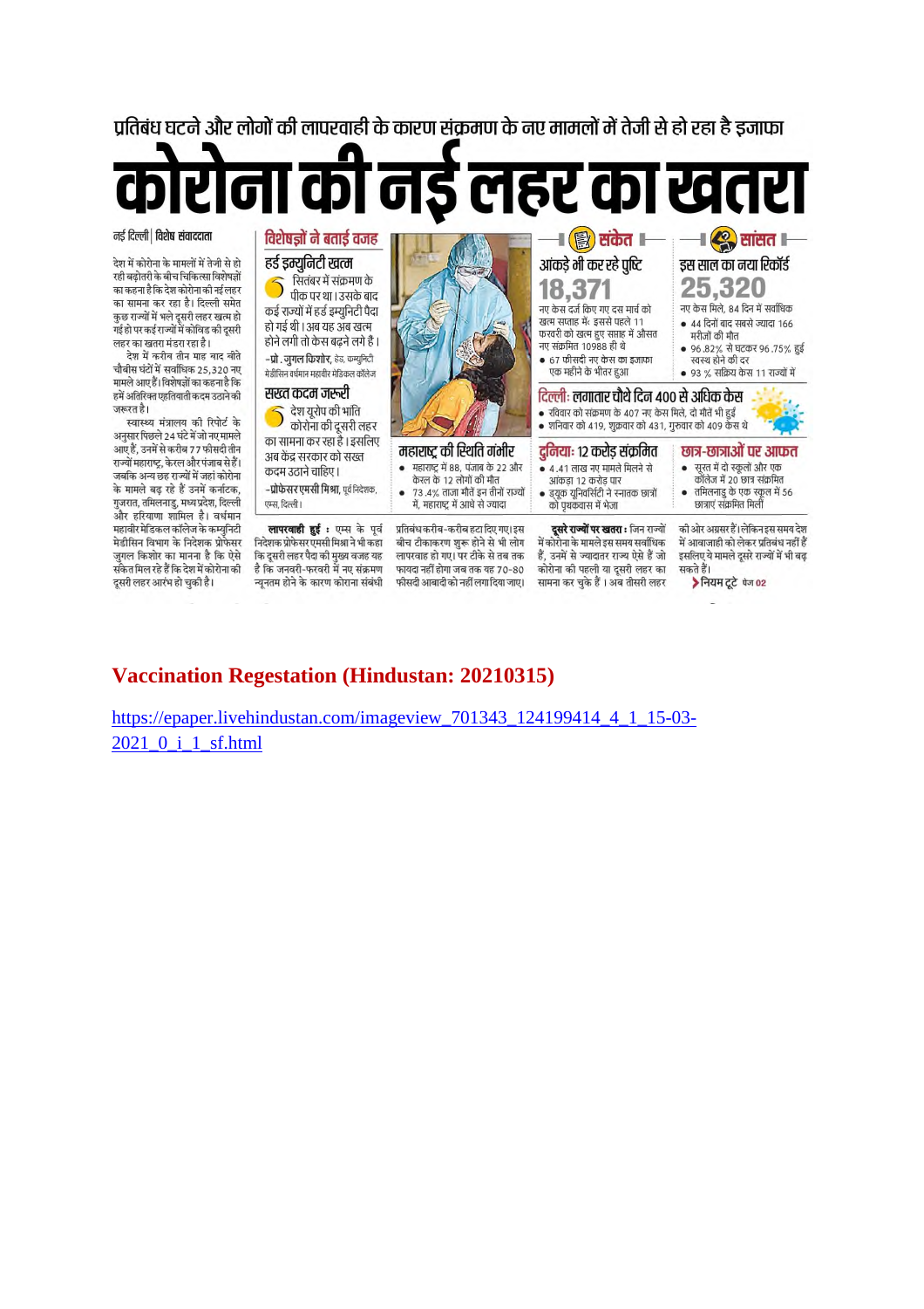प्रतिबंध घटने और लोगों की लापरवाही के कारण संक्रमण के नए मामलों में तेजी से हो रहा है इजाफा

# कोरोना की नई लहर का खतरा

नई दिल्ली | विशेष संवाददाता

देश में कोरोना के मामलों में तेजी से हो रही बढ़ोतरी के बीच चिकित्सा विशेषज्ञों का कहना है कि देश कोरोना की नई लहर का सामना कर रहा है। दिल्ली समेत कुछ राज्यों में भले दूसरी लहर खत्म हो गई हो पर कई राज्यों में कोविड की दूसरी लहर का खतरा मंडरा रहा है।

देश में करीब तीन माह बाद बीते चौबीस घंटों में सर्वाधिक 25,320 नए मामले आए हैं। विशेषज्ञों का कहना है कि हमें अतिरिक्त एहतियाती कदम उठाने की जरूरत है।

स्वास्थ्य मंत्रालय की रिपोर्ट के अनुसार पिछले 24 घंटे में जो नए मामले आए हैं, उनमें से करीब 77 फीसदी तीन राज्यों महाराष्ट्र, केरल और पंजाब से हैं। जबकि अन्य छह राज्यों में जहां कोरोना के मामले बढ़ रहे हैं उनमें कर्नाटक, गुजरात, तमिलनाडु, मध्यप्रदेश, दिल्ली और हरियाणा शामिल है। वर्धमान महावीर मेडिकल कॉलेज के कम्युनिटी मेडीसिन विभाग के निदेशक प्रोफेसर जुगल किशोर का मानना है कि ऐसे संकेत मिल रहे हैं कि देश में कोरोना की दूसरी लहर आरंभ हो चुकी है।

## विशेषज्ञों ने बताई वजह

### हर्ड इम्युनिटी खत्म

सितंबर में संक्रमण के पीक पर था। उसके बाद कई राज्यों में हर्ड इम्युनिटी पैदा हो गई थी। अब यह अब खत्म होने लगी तो केस बढ़ने लगे हैं।

-प्रो. जुगल किशोर, हेड, कम्युनिटी मेडीसिन वर्धमान महावीर मेडिकल कॉलेज

### सख्त कदम जरूरी

देश यूरोप की भांति कोरोना की दूसरी लहर का सामना कर रहा है। इसलिए अब केंद्र सरकार को सख्त कदम उठाने चाहिए।

-प्रोफेसर एमसी मिश्रा, पूर्व निदेशक, एम्स, दिल्ली।

**लापरवाही हुई :** एम्स के पूर्व निदेशक प्रोफेसर एमसी मिश्रा ने भी कहा कि दूसरी लहर पैदा की मुख्य वजह यह है कि जनवरी-फरवरी में नए संक्रमण न्यूनतम होने के कारण कोरोना संबंधी प्रतिबंध करीब-करीब हटा दिए गए। इस बीच टीकाकरण शुरू होने से भी लोग लापरवाह हो गए। पर टीके से तब तक फायदा नहीं होगा जब तक यह 70-80 फीसदी आबादी को नहीं लगा दिया जाए।

**दूसरे राज्यों पर खतरा :** जिन राज्यों में कोरोना के मामले इस समय सर्वाधिक हैं, उनमें से ज्यादातर राज्य ऐसे हैं जो कोरोना की पहली या दूसरी लहर का सामना कर चुके हैं। अब तीसरी लहर की ओर अग्रसर हैं। लेकिन इस समय देश में आवाजाही को लेकर प्रतिबंध नहीं हैं इसलिए ये मामले दूसरे राज्यों में भी बढ़ सकते हैं।

> नियम टूटे पेज 02

### महाराष्ट्र की स्थिति गंभीर

- महाराष्ट्र में 88, पंजाब के 22 और केरल के 12 लोगों की मौत
- 73.4% ताजा मौतें इन तीनों राज्यों में, महाराष्ट्र में आधे से ज्यादा

## संकेत

### आंकड़े भी कर रहे पुष्टि

**18,371**

नए केस दर्ज किए गए दस मार्च को खत्म सप्ताह में। इससे पहले 11 फरवरी को खत्म हुए सप्ताह में औसत नए संक्रमित 10988 ही थे

- 67 फीसदी नए केस का इजाफा एक महीने के भीतर हुआ

## सांसत

### इस साल का नया रिकॉर्ड

**25,320**

नए केस मिले, 84 दिन में सर्वाधिक

- 44 दिनों बाद सबसे ज्यादा 166 मरीजों की मौत
- 96.82% से घटकर 96.75% हुई स्वस्थ होने की दर
- 93 % सक्रिय केस 11 राज्यों में

### दिल्ली: लगातार चौथे दिन 400 से अधिक केस

- रविवार को संक्रमण के 407 नए केस मिले, दो मौतें भी हुईं
- शनिवार को 419, शुक्रवार को 431, गुरुवार को 409 केस थे

### दुनिया: 12 करोड़ संक्रमित

- 4.41 लाख नए मामले मिलने से आंकड़ा 12 करोड़ पार
- ड्यूक यूनिवर्सिटी ने स्नातक छात्रों को पृथकवास में भेजा

### छात्र-छात्राओं पर आफत

- सूरत में दो स्कूलों और एक कॉलेज में 20 छात्र संक्रमित
- तमिलनाडु के एक स्कूल में 56 छात्राएं संक्रमित मिलीं

## Vaccination Regestation (Hindustan: 20210315)

https://epaper.livehindustan.com/imageview_701343_124199414_4_1_15-03-2021_0_i_1_sf.html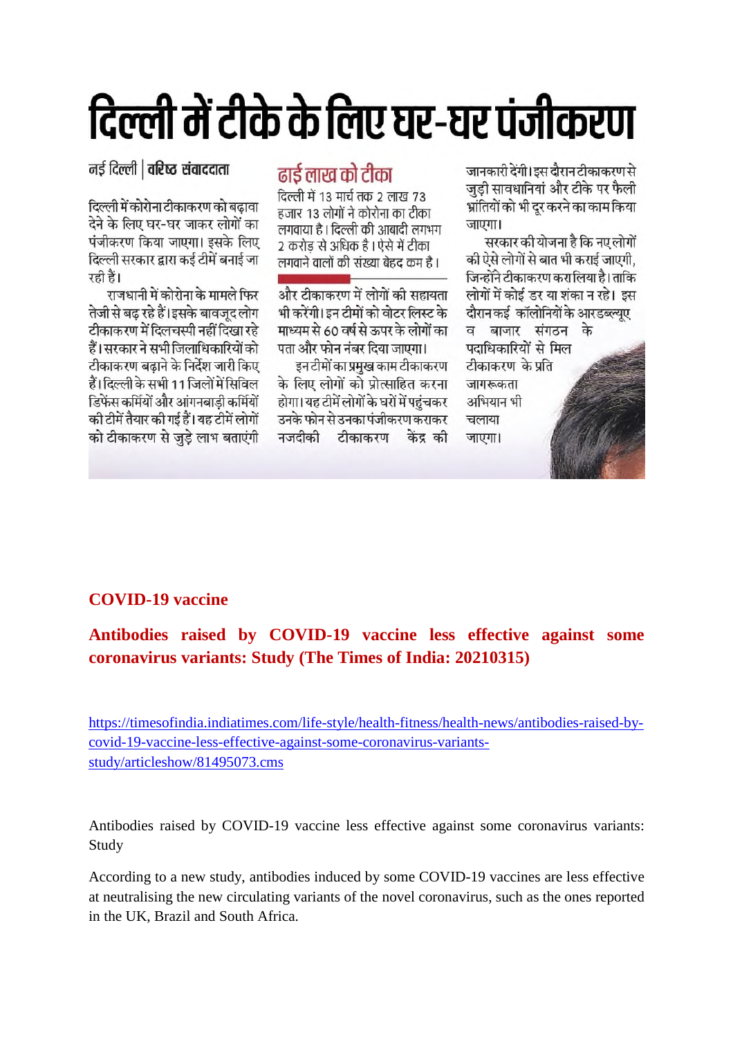# दिल्ली में टीके के लिए घर-घर पंजीकरण

नई दिल्ली | **वरिष्ठ संवाददाता**

दिल्ली में कोरोना टीकाकरण को बढ़ावा देने के लिए घर-घर जाकर लोगों का पंजीकरण किया जाएगा। इसके लिए दिल्ली सरकार द्वारा कई टीमें बनाई जा रही हैं।

राजधानी में कोरोना के मामले फिर तेजी से बढ़ रहे हैं। इसके बावजूद लोग टीकाकरण में दिलचस्पी नहीं दिखा रहे हैं। सरकार ने सभी जिलाधिकारियों को टीकाकरण बढ़ाने के निर्देश जारी किए हैं। दिल्ली के सभी 11 जिलों में सिविल डिफेंस कर्मियों और आंगनबाड़ी कर्मियों की टीमें तैयार की गई हैं। यह टीमें लोगों को टीकाकरण से जुड़े लाभ बताएंगी और टीकाकरण में लोगों की सहायता भी करेंगी। इन टीमों को वोटर लिस्ट के माध्यम से 60 वर्ष से ऊपर के लोगों का पता और फोन नंबर दिया जाएगा।

### ढाई लाख को टीका

दिल्ली में 13 मार्च तक 2 लाख 73 हजार 13 लोगों ने कोरोना का टीका लगवाया है। दिल्ली की आबादी लगभग 2 करोड़ से अधिक है। ऐसे में टीका लगवाने वालों की संख्या बेहद कम है।

इन टीमों का प्रमुख काम टीकाकरण के लिए लोगों को प्रोत्साहित करना होगा। यह टीमें लोगों के घरों में पहुंचकर उनके फोन से उनका पंजीकरण कराकर नजदीकी टीकाकरण केंद्र की जानकारी देंगी। इस दौरान टीकाकरण से जुड़ी सावधानियां और टीके पर फैली भ्रांतियों को भी दूर करने का काम किया जाएगा।

सरकार की योजना है कि नए लोगों की ऐसे लोगों से बात भी कराई जाएगी, जिन्होंने टीकाकरण करा लिया है। ताकि लोगों में कोई डर या शंका न रहे। इस दौरान कई कॉलोनियों के आरडब्ल्यूए व बाजार संगठन के पदाधिकारियों से मिल टीकाकरण के प्रति जागरूकता अभियान भी चलाया जाएगा।

## COVID-19 vaccine

## Antibodies raised by COVID-19 vaccine less effective against some coronavirus variants: Study (The Times of India: 20210315)

https://timesofindia.indiatimes.com/life-style/health-fitness/health-news/antibodies-raised-by-covid-19-vaccine-less-effective-against-some-coronavirus-variants-study/articleshow/81495073.cms

Antibodies raised by COVID-19 vaccine less effective against some coronavirus variants: Study

According to a new study, antibodies induced by some COVID-19 vaccines are less effective at neutralising the new circulating variants of the novel coronavirus, such as the ones reported in the UK, Brazil and South Africa.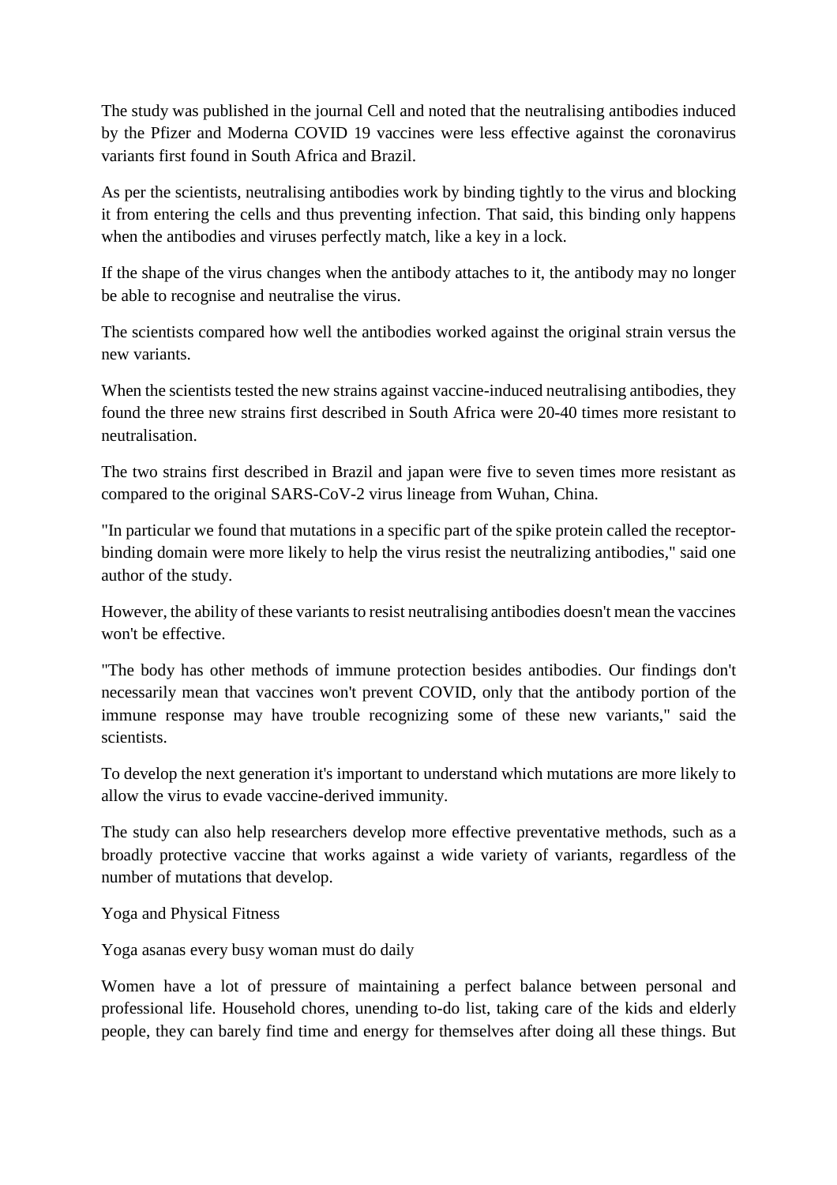The study was published in the journal Cell and noted that the neutralising antibodies induced by the Pfizer and Moderna COVID 19 vaccines were less effective against the coronavirus variants first found in South Africa and Brazil.

As per the scientists, neutralising antibodies work by binding tightly to the virus and blocking it from entering the cells and thus preventing infection. That said, this binding only happens when the antibodies and viruses perfectly match, like a key in a lock.

If the shape of the virus changes when the antibody attaches to it, the antibody may no longer be able to recognise and neutralise the virus.

The scientists compared how well the antibodies worked against the original strain versus the new variants.

When the scientists tested the new strains against vaccine-induced neutralising antibodies, they found the three new strains first described in South Africa were 20-40 times more resistant to neutralisation.

The two strains first described in Brazil and japan were five to seven times more resistant as compared to the original SARS-CoV-2 virus lineage from Wuhan, China.

"In particular we found that mutations in a specific part of the spike protein called the receptor-binding domain were more likely to help the virus resist the neutralizing antibodies," said one author of the study.

However, the ability of these variants to resist neutralising antibodies doesn't mean the vaccines won't be effective.

"The body has other methods of immune protection besides antibodies. Our findings don't necessarily mean that vaccines won't prevent COVID, only that the antibody portion of the immune response may have trouble recognizing some of these new variants," said the scientists.

To develop the next generation it's important to understand which mutations are more likely to allow the virus to evade vaccine-derived immunity.

The study can also help researchers develop more effective preventative methods, such as a broadly protective vaccine that works against a wide variety of variants, regardless of the number of mutations that develop.

## Yoga and Physical Fitness

### Yoga asanas every busy woman must do daily

Women have a lot of pressure of maintaining a perfect balance between personal and professional life. Household chores, unending to-do list, taking care of the kids and elderly people, they can barely find time and energy for themselves after doing all these things. But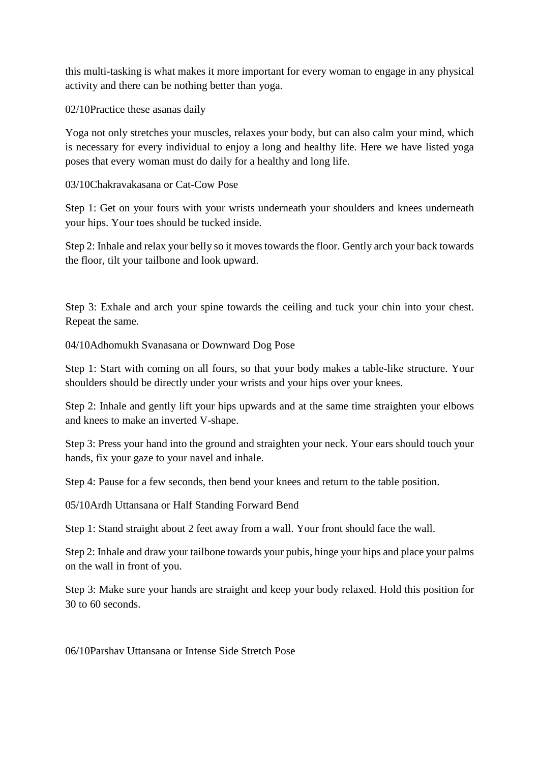this multi-tasking is what makes it more important for every woman to engage in any physical activity and there can be nothing better than yoga.

02/10Practice these asanas daily

Yoga not only stretches your muscles, relaxes your body, but can also calm your mind, which is necessary for every individual to enjoy a long and healthy life. Here we have listed yoga poses that every woman must do daily for a healthy and long life.

03/10Chakravakasana or Cat-Cow Pose

Step 1: Get on your fours with your wrists underneath your shoulders and knees underneath your hips. Your toes should be tucked inside.

Step 2: Inhale and relax your belly so it moves towards the floor. Gently arch your back towards the floor, tilt your tailbone and look upward.

Step 3: Exhale and arch your spine towards the ceiling and tuck your chin into your chest. Repeat the same.

04/10Adhomukh Svanasana or Downward Dog Pose

Step 1: Start with coming on all fours, so that your body makes a table-like structure. Your shoulders should be directly under your wrists and your hips over your knees.

Step 2: Inhale and gently lift your hips upwards and at the same time straighten your elbows and knees to make an inverted V-shape.

Step 3: Press your hand into the ground and straighten your neck. Your ears should touch your hands, fix your gaze to your navel and inhale.

Step 4: Pause for a few seconds, then bend your knees and return to the table position.

05/10Ardh Uttansana or Half Standing Forward Bend

Step 1: Stand straight about 2 feet away from a wall. Your front should face the wall.

Step 2: Inhale and draw your tailbone towards your pubis, hinge your hips and place your palms on the wall in front of you.

Step 3: Make sure your hands are straight and keep your body relaxed. Hold this position for 30 to 60 seconds.

06/10Parshav Uttansana or Intense Side Stretch Pose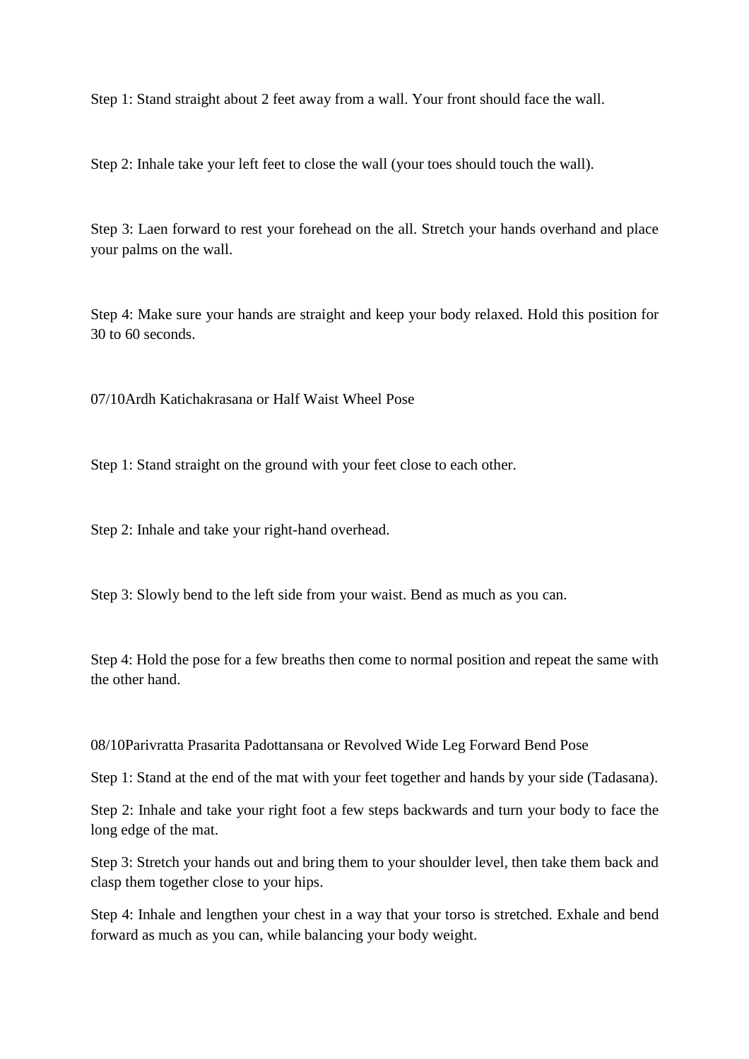Step 1: Stand straight about 2 feet away from a wall. Your front should face the wall.

Step 2: Inhale take your left feet to close the wall (your toes should touch the wall).

Step 3: Laen forward to rest your forehead on the all. Stretch your hands overhand and place your palms on the wall.

Step 4: Make sure your hands are straight and keep your body relaxed. Hold this position for 30 to 60 seconds.

07/10Ardh Katichakrasana or Half Waist Wheel Pose

Step 1: Stand straight on the ground with your feet close to each other.

Step 2: Inhale and take your right-hand overhead.

Step 3: Slowly bend to the left side from your waist. Bend as much as you can.

Step 4: Hold the pose for a few breaths then come to normal position and repeat the same with the other hand.

08/10Parivratta Prasarita Padottansana or Revolved Wide Leg Forward Bend Pose

Step 1: Stand at the end of the mat with your feet together and hands by your side (Tadasana).

Step 2: Inhale and take your right foot a few steps backwards and turn your body to face the long edge of the mat.

Step 3: Stretch your hands out and bring them to your shoulder level, then take them back and clasp them together close to your hips.

Step 4: Inhale and lengthen your chest in a way that your torso is stretched. Exhale and bend forward as much as you can, while balancing your body weight.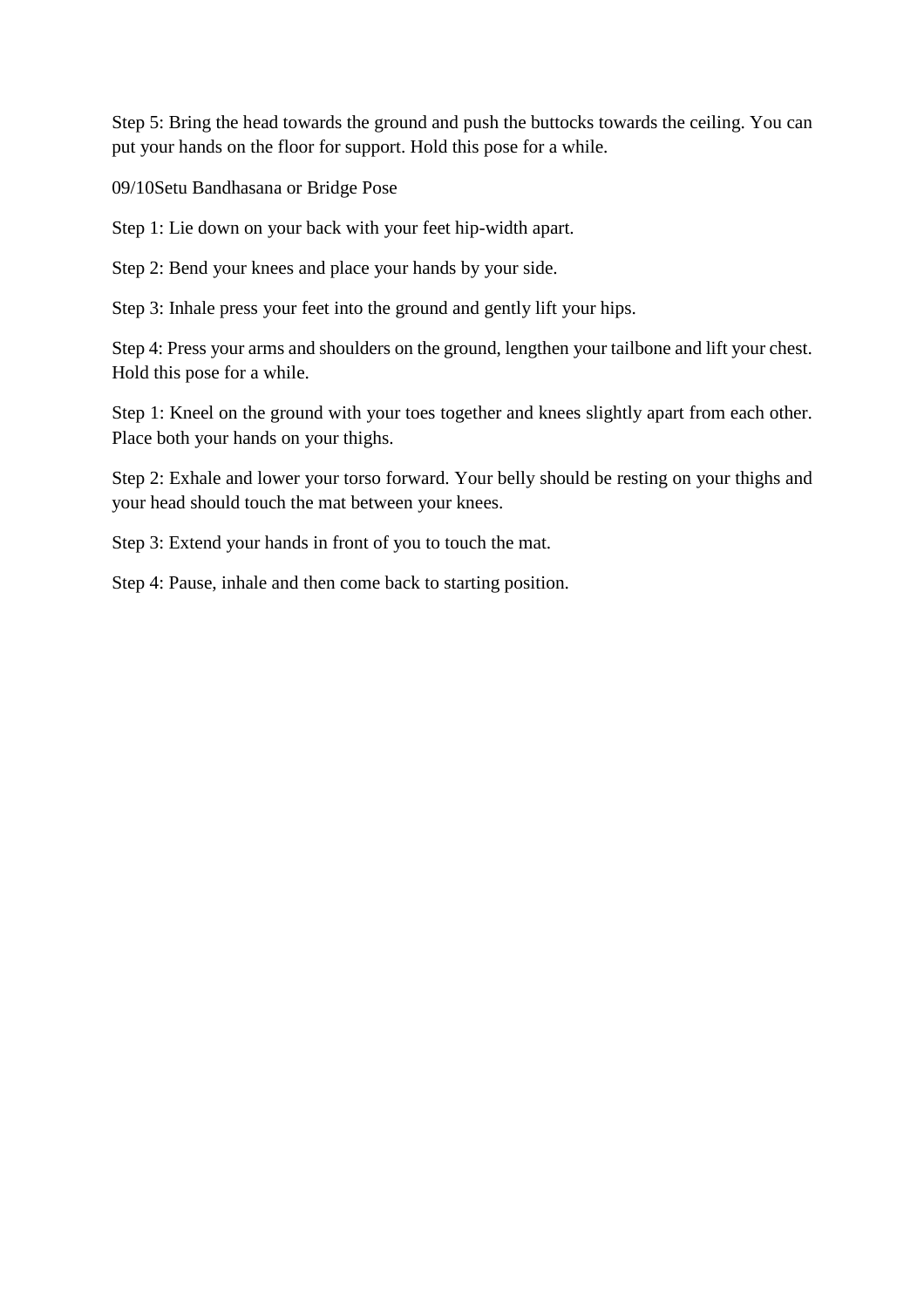Step 5: Bring the head towards the ground and push the buttocks towards the ceiling. You can put your hands on the floor for support. Hold this pose for a while.

09/10Setu Bandhasana or Bridge Pose

Step 1: Lie down on your back with your feet hip-width apart.

Step 2: Bend your knees and place your hands by your side.

Step 3: Inhale press your feet into the ground and gently lift your hips.

Step 4: Press your arms and shoulders on the ground, lengthen your tailbone and lift your chest. Hold this pose for a while.

Step 1: Kneel on the ground with your toes together and knees slightly apart from each other. Place both your hands on your thighs.

Step 2: Exhale and lower your torso forward. Your belly should be resting on your thighs and your head should touch the mat between your knees.

Step 3: Extend your hands in front of you to touch the mat.

Step 4: Pause, inhale and then come back to starting position.